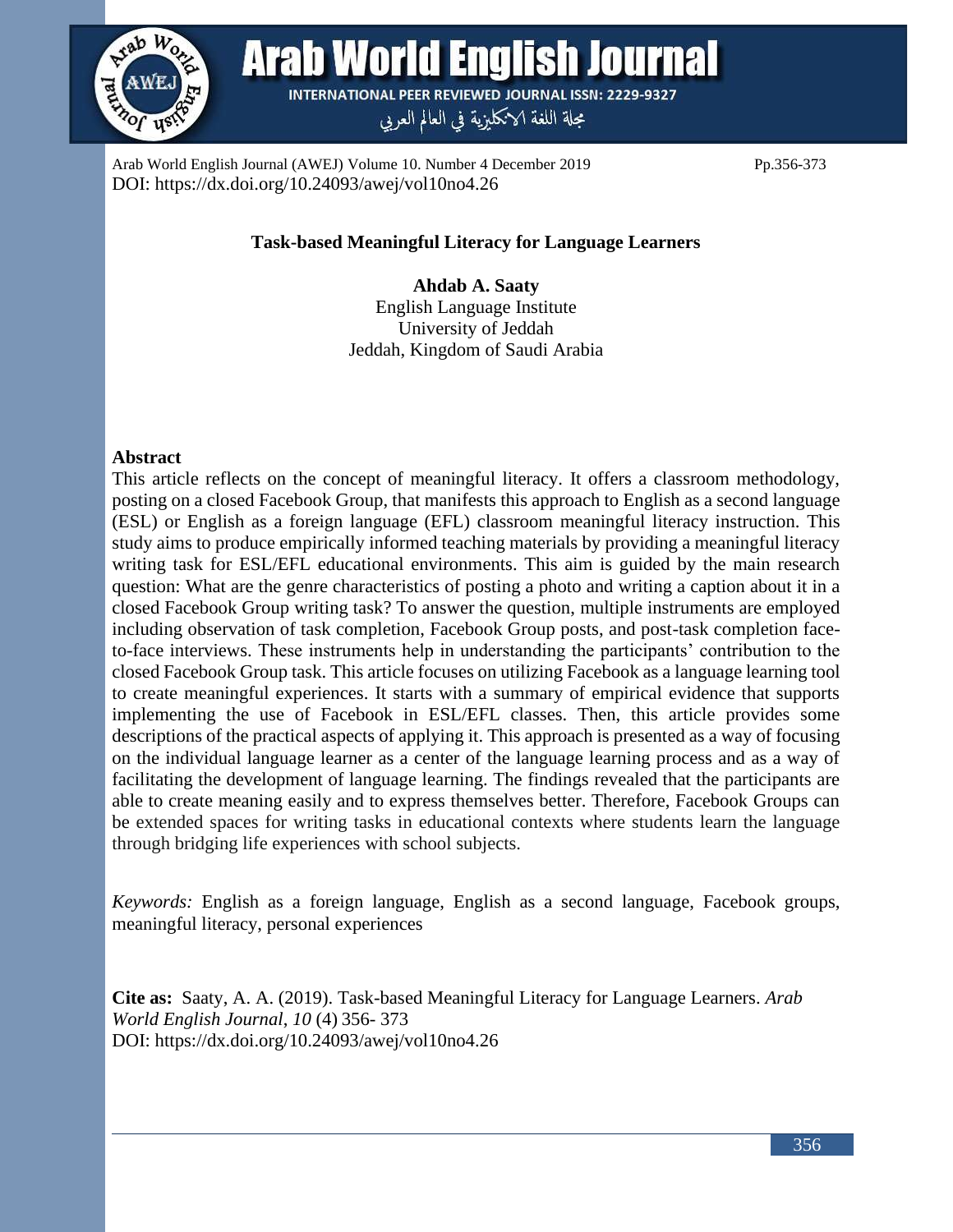Arab World English Journal (AWEJ) Volume 10. Number 4 December 2019 Pp.356-373
DOI: https://dx.doi.org/10.24093/awej/vol10no4.26

# Task-based Meaningful Literacy for Language Learners

**Ahdab A. Saaty**
English Language Institute
University of Jeddah
Jeddah, Kingdom of Saudi Arabia

## Abstract

This article reflects on the concept of meaningful literacy. It offers a classroom methodology, posting on a closed Facebook Group, that manifests this approach to English as a second language (ESL) or English as a foreign language (EFL) classroom meaningful literacy instruction. This study aims to produce empirically informed teaching materials by providing a meaningful literacy writing task for ESL/EFL educational environments. This aim is guided by the main research question: What are the genre characteristics of posting a photo and writing a caption about it in a closed Facebook Group writing task? To answer the question, multiple instruments are employed including observation of task completion, Facebook Group posts, and post-task completion face-to-face interviews. These instruments help in understanding the participants' contribution to the closed Facebook Group task. This article focuses on utilizing Facebook as a language learning tool to create meaningful experiences. It starts with a summary of empirical evidence that supports implementing the use of Facebook in ESL/EFL classes. Then, this article provides some descriptions of the practical aspects of applying it. This approach is presented as a way of focusing on the individual language learner as a center of the language learning process and as a way of facilitating the development of language learning. The findings revealed that the participants are able to create meaning easily and to express themselves better. Therefore, Facebook Groups can be extended spaces for writing tasks in educational contexts where students learn the language through bridging life experiences with school subjects.

*Keywords:* English as a foreign language, English as a second language, Facebook groups, meaningful literacy, personal experiences

**Cite as:** Saaty, A. A. (2019). Task-based Meaningful Literacy for Language Learners. *Arab World English Journal*, *10* (4) 356- 373
DOI: https://dx.doi.org/10.24093/awej/vol10no4.26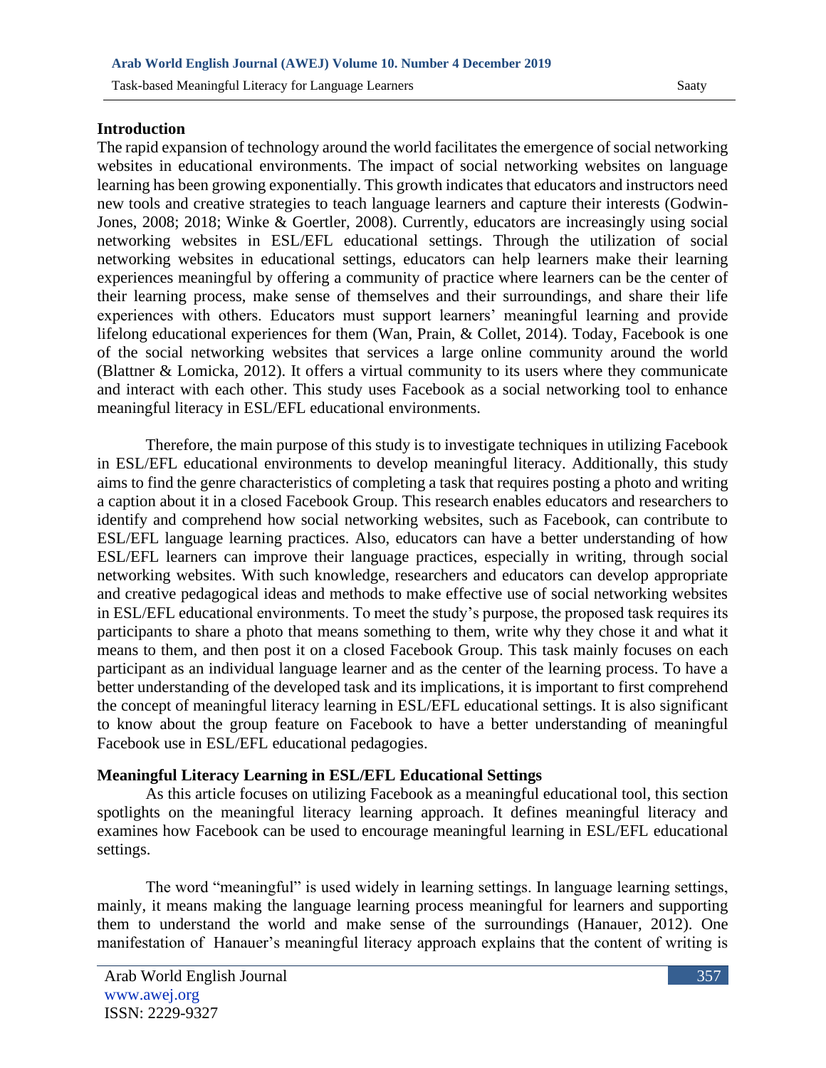## Introduction

The rapid expansion of technology around the world facilitates the emergence of social networking websites in educational environments. The impact of social networking websites on language learning has been growing exponentially. This growth indicates that educators and instructors need new tools and creative strategies to teach language learners and capture their interests (Godwin-Jones, 2008; 2018; Winke & Goertler, 2008). Currently, educators are increasingly using social networking websites in ESL/EFL educational settings. Through the utilization of social networking websites in educational settings, educators can help learners make their learning experiences meaningful by offering a community of practice where learners can be the center of their learning process, make sense of themselves and their surroundings, and share their life experiences with others. Educators must support learners' meaningful learning and provide lifelong educational experiences for them (Wan, Prain, & Collet, 2014). Today, Facebook is one of the social networking websites that services a large online community around the world (Blattner & Lomicka, 2012). It offers a virtual community to its users where they communicate and interact with each other. This study uses Facebook as a social networking tool to enhance meaningful literacy in ESL/EFL educational environments.

Therefore, the main purpose of this study is to investigate techniques in utilizing Facebook in ESL/EFL educational environments to develop meaningful literacy. Additionally, this study aims to find the genre characteristics of completing a task that requires posting a photo and writing a caption about it in a closed Facebook Group. This research enables educators and researchers to identify and comprehend how social networking websites, such as Facebook, can contribute to ESL/EFL language learning practices. Also, educators can have a better understanding of how ESL/EFL learners can improve their language practices, especially in writing, through social networking websites. With such knowledge, researchers and educators can develop appropriate and creative pedagogical ideas and methods to make effective use of social networking websites in ESL/EFL educational environments. To meet the study's purpose, the proposed task requires its participants to share a photo that means something to them, write why they chose it and what it means to them, and then post it on a closed Facebook Group. This task mainly focuses on each participant as an individual language learner and as the center of the learning process. To have a better understanding of the developed task and its implications, it is important to first comprehend the concept of meaningful literacy learning in ESL/EFL educational settings. It is also significant to know about the group feature on Facebook to have a better understanding of meaningful Facebook use in ESL/EFL educational pedagogies.

## Meaningful Literacy Learning in ESL/EFL Educational Settings

As this article focuses on utilizing Facebook as a meaningful educational tool, this section spotlights on the meaningful literacy learning approach. It defines meaningful literacy and examines how Facebook can be used to encourage meaningful learning in ESL/EFL educational settings.

The word "meaningful" is used widely in learning settings. In language learning settings, mainly, it means making the language learning process meaningful for learners and supporting them to understand the world and make sense of the surroundings (Hanauer, 2012). One manifestation of Hanauer's meaningful literacy approach explains that the content of writing is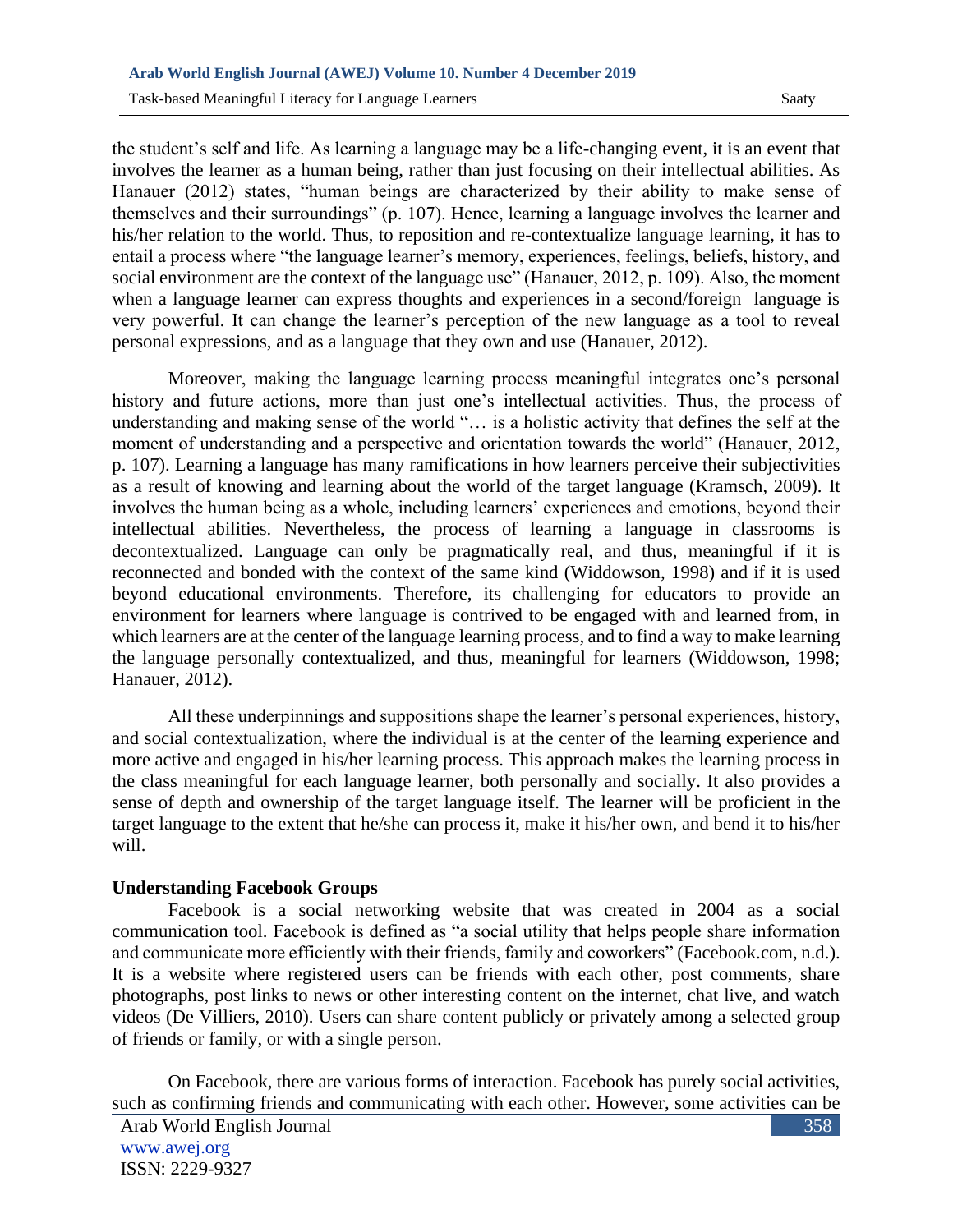the student's self and life. As learning a language may be a life-changing event, it is an event that involves the learner as a human being, rather than just focusing on their intellectual abilities. As Hanauer (2012) states, "human beings are characterized by their ability to make sense of themselves and their surroundings" (p. 107). Hence, learning a language involves the learner and his/her relation to the world. Thus, to reposition and re-contextualize language learning, it has to entail a process where "the language learner's memory, experiences, feelings, beliefs, history, and social environment are the context of the language use" (Hanauer, 2012, p. 109). Also, the moment when a language learner can express thoughts and experiences in a second/foreign language is very powerful. It can change the learner's perception of the new language as a tool to reveal personal expressions, and as a language that they own and use (Hanauer, 2012).

Moreover, making the language learning process meaningful integrates one's personal history and future actions, more than just one's intellectual activities. Thus, the process of understanding and making sense of the world "… is a holistic activity that defines the self at the moment of understanding and a perspective and orientation towards the world" (Hanauer, 2012, p. 107). Learning a language has many ramifications in how learners perceive their subjectivities as a result of knowing and learning about the world of the target language (Kramsch, 2009). It involves the human being as a whole, including learners' experiences and emotions, beyond their intellectual abilities. Nevertheless, the process of learning a language in classrooms is decontextualized. Language can only be pragmatically real, and thus, meaningful if it is reconnected and bonded with the context of the same kind (Widdowson, 1998) and if it is used beyond educational environments. Therefore, its challenging for educators to provide an environment for learners where language is contrived to be engaged with and learned from, in which learners are at the center of the language learning process, and to find a way to make learning the language personally contextualized, and thus, meaningful for learners (Widdowson, 1998; Hanauer, 2012).

All these underpinnings and suppositions shape the learner's personal experiences, history, and social contextualization, where the individual is at the center of the learning experience and more active and engaged in his/her learning process. This approach makes the learning process in the class meaningful for each language learner, both personally and socially. It also provides a sense of depth and ownership of the target language itself. The learner will be proficient in the target language to the extent that he/she can process it, make it his/her own, and bend it to his/her will.

## Understanding Facebook Groups

Facebook is a social networking website that was created in 2004 as a social communication tool. Facebook is defined as "a social utility that helps people share information and communicate more efficiently with their friends, family and coworkers" (Facebook.com, n.d.). It is a website where registered users can be friends with each other, post comments, share photographs, post links to news or other interesting content on the internet, chat live, and watch videos (De Villiers, 2010). Users can share content publicly or privately among a selected group of friends or family, or with a single person.

On Facebook, there are various forms of interaction. Facebook has purely social activities, such as confirming friends and communicating with each other. However, some activities can be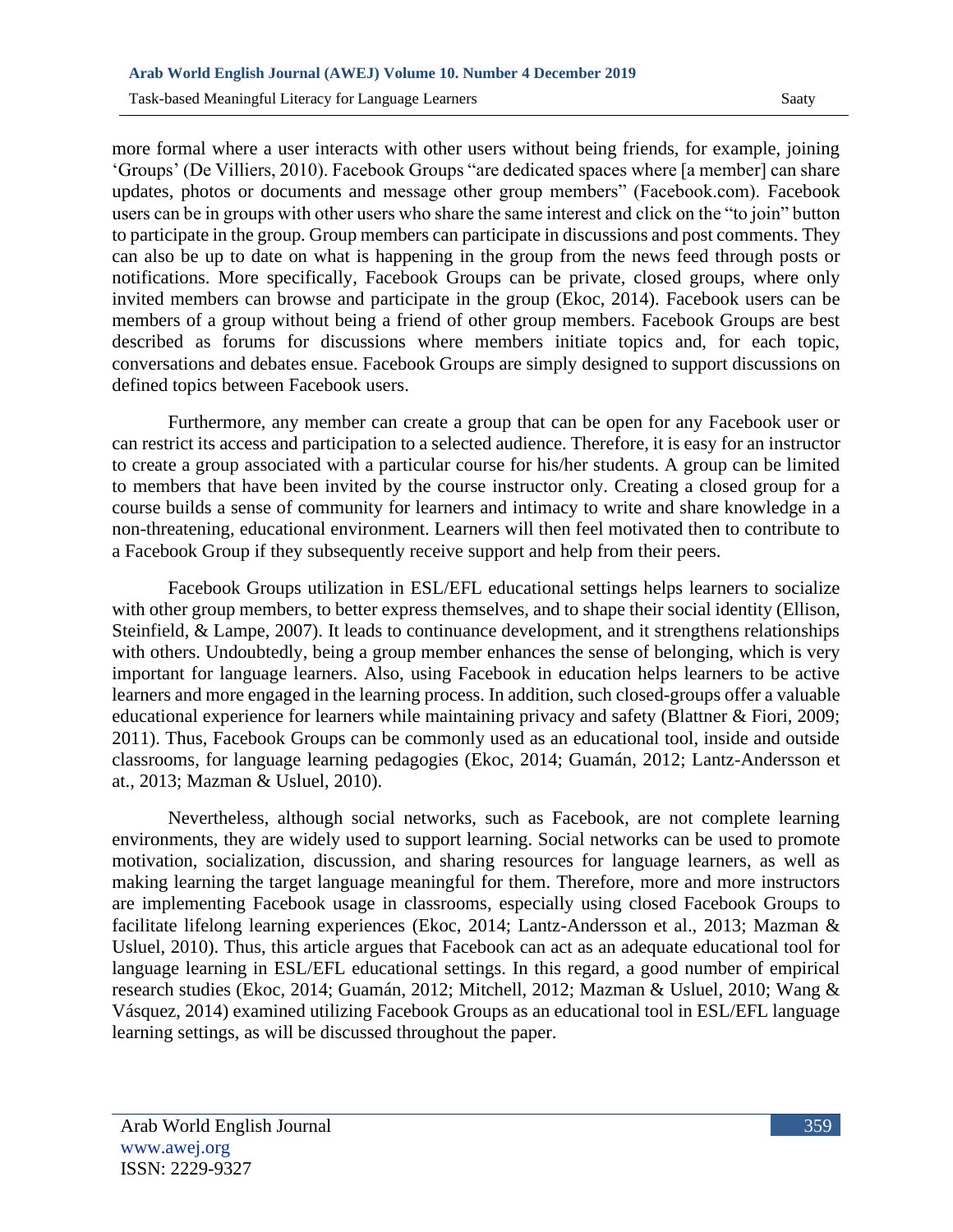more formal where a user interacts with other users without being friends, for example, joining 'Groups' (De Villiers, 2010). Facebook Groups "are dedicated spaces where [a member] can share updates, photos or documents and message other group members" (Facebook.com). Facebook users can be in groups with other users who share the same interest and click on the "to join" button to participate in the group. Group members can participate in discussions and post comments. They can also be up to date on what is happening in the group from the news feed through posts or notifications. More specifically, Facebook Groups can be private, closed groups, where only invited members can browse and participate in the group (Ekoc, 2014). Facebook users can be members of a group without being a friend of other group members. Facebook Groups are best described as forums for discussions where members initiate topics and, for each topic, conversations and debates ensue. Facebook Groups are simply designed to support discussions on defined topics between Facebook users.

Furthermore, any member can create a group that can be open for any Facebook user or can restrict its access and participation to a selected audience. Therefore, it is easy for an instructor to create a group associated with a particular course for his/her students. A group can be limited to members that have been invited by the course instructor only. Creating a closed group for a course builds a sense of community for learners and intimacy to write and share knowledge in a non-threatening, educational environment. Learners will then feel motivated then to contribute to a Facebook Group if they subsequently receive support and help from their peers.

Facebook Groups utilization in ESL/EFL educational settings helps learners to socialize with other group members, to better express themselves, and to shape their social identity (Ellison, Steinfield, & Lampe, 2007). It leads to continuance development, and it strengthens relationships with others. Undoubtedly, being a group member enhances the sense of belonging, which is very important for language learners. Also, using Facebook in education helps learners to be active learners and more engaged in the learning process. In addition, such closed-groups offer a valuable educational experience for learners while maintaining privacy and safety (Blattner & Fiori, 2009; 2011). Thus, Facebook Groups can be commonly used as an educational tool, inside and outside classrooms, for language learning pedagogies (Ekoc, 2014; Guamán, 2012; Lantz-Andersson et at., 2013; Mazman & Usluel, 2010).

Nevertheless, although social networks, such as Facebook, are not complete learning environments, they are widely used to support learning. Social networks can be used to promote motivation, socialization, discussion, and sharing resources for language learners, as well as making learning the target language meaningful for them. Therefore, more and more instructors are implementing Facebook usage in classrooms, especially using closed Facebook Groups to facilitate lifelong learning experiences (Ekoc, 2014; Lantz-Andersson et al., 2013; Mazman & Usluel, 2010). Thus, this article argues that Facebook can act as an adequate educational tool for language learning in ESL/EFL educational settings. In this regard, a good number of empirical research studies (Ekoc, 2014; Guamán, 2012; Mitchell, 2012; Mazman & Usluel, 2010; Wang & Vásquez, 2014) examined utilizing Facebook Groups as an educational tool in ESL/EFL language learning settings, as will be discussed throughout the paper.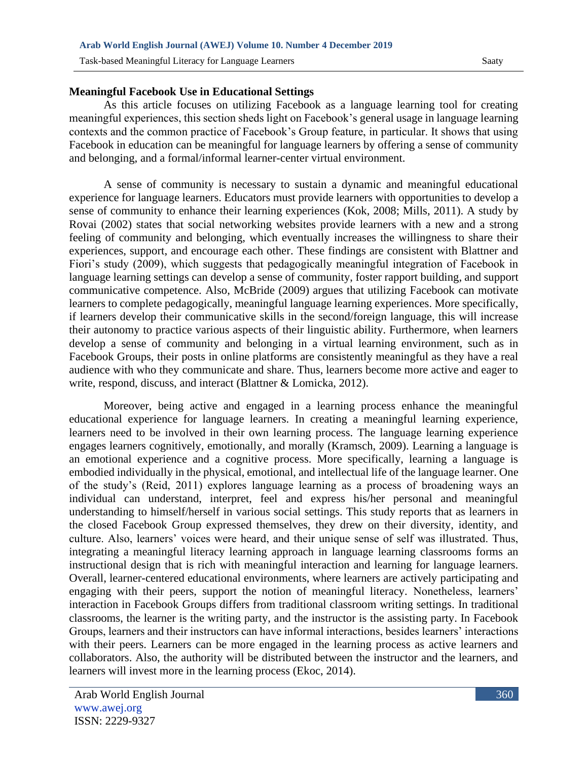**Meaningful Facebook Use in Educational Settings**

As this article focuses on utilizing Facebook as a language learning tool for creating meaningful experiences, this section sheds light on Facebook's general usage in language learning contexts and the common practice of Facebook's Group feature, in particular. It shows that using Facebook in education can be meaningful for language learners by offering a sense of community and belonging, and a formal/informal learner-center virtual environment.

A sense of community is necessary to sustain a dynamic and meaningful educational experience for language learners. Educators must provide learners with opportunities to develop a sense of community to enhance their learning experiences (Kok, 2008; Mills, 2011). A study by Rovai (2002) states that social networking websites provide learners with a new and a strong feeling of community and belonging, which eventually increases the willingness to share their experiences, support, and encourage each other. These findings are consistent with Blattner and Fiori's study (2009), which suggests that pedagogically meaningful integration of Facebook in language learning settings can develop a sense of community, foster rapport building, and support communicative competence. Also, McBride (2009) argues that utilizing Facebook can motivate learners to complete pedagogically, meaningful language learning experiences. More specifically, if learners develop their communicative skills in the second/foreign language, this will increase their autonomy to practice various aspects of their linguistic ability. Furthermore, when learners develop a sense of community and belonging in a virtual learning environment, such as in Facebook Groups, their posts in online platforms are consistently meaningful as they have a real audience with who they communicate and share. Thus, learners become more active and eager to write, respond, discuss, and interact (Blattner & Lomicka, 2012).

Moreover, being active and engaged in a learning process enhance the meaningful educational experience for language learners. In creating a meaningful learning experience, learners need to be involved in their own learning process. The language learning experience engages learners cognitively, emotionally, and morally (Kramsch, 2009). Learning a language is an emotional experience and a cognitive process. More specifically, learning a language is embodied individually in the physical, emotional, and intellectual life of the language learner. One of the study's (Reid, 2011) explores language learning as a process of broadening ways an individual can understand, interpret, feel and express his/her personal and meaningful understanding to himself/herself in various social settings. This study reports that as learners in the closed Facebook Group expressed themselves, they drew on their diversity, identity, and culture. Also, learners' voices were heard, and their unique sense of self was illustrated. Thus, integrating a meaningful literacy learning approach in language learning classrooms forms an instructional design that is rich with meaningful interaction and learning for language learners. Overall, learner-centered educational environments, where learners are actively participating and engaging with their peers, support the notion of meaningful literacy. Nonetheless, learners' interaction in Facebook Groups differs from traditional classroom writing settings. In traditional classrooms, the learner is the writing party, and the instructor is the assisting party. In Facebook Groups, learners and their instructors can have informal interactions, besides learners' interactions with their peers. Learners can be more engaged in the learning process as active learners and collaborators. Also, the authority will be distributed between the instructor and the learners, and learners will invest more in the learning process (Ekoc, 2014).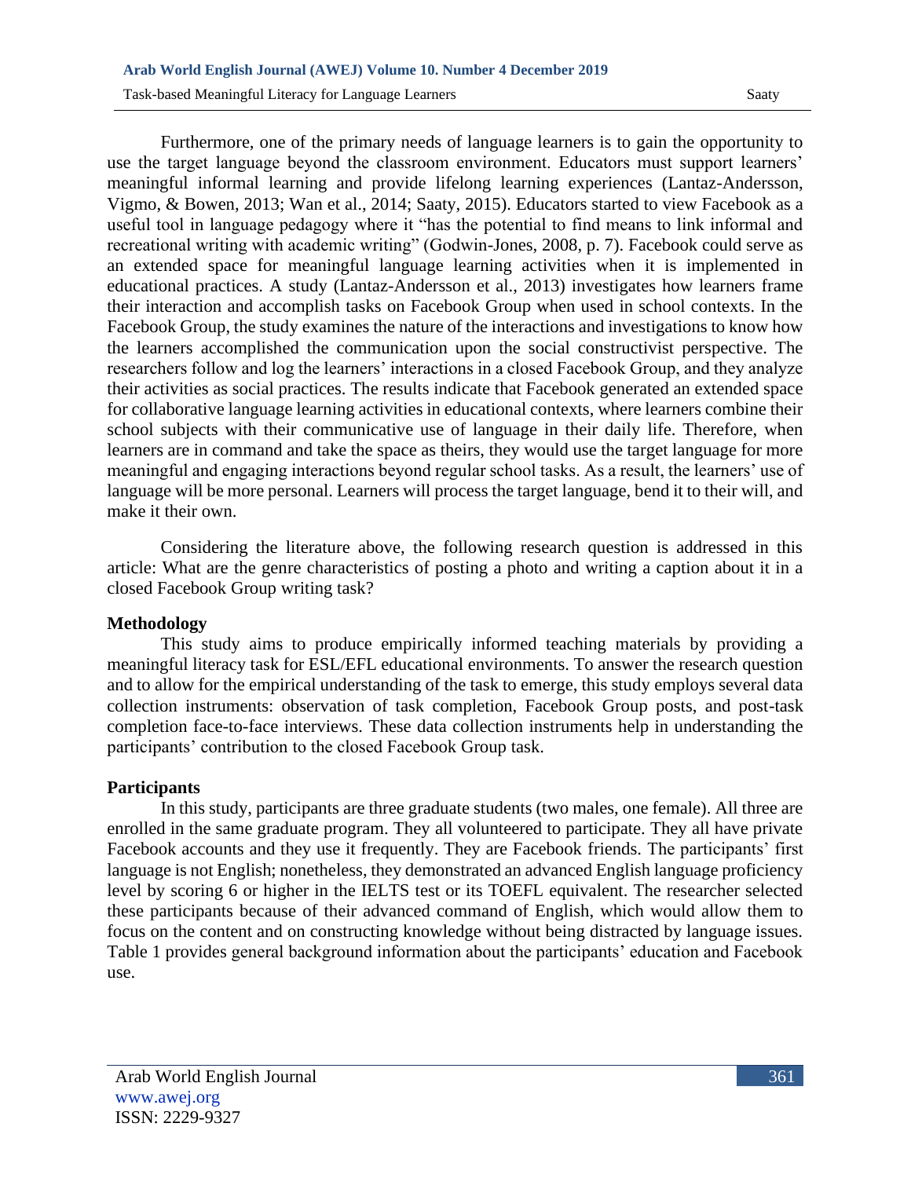Furthermore, one of the primary needs of language learners is to gain the opportunity to use the target language beyond the classroom environment. Educators must support learners' meaningful informal learning and provide lifelong learning experiences (Lantaz-Andersson, Vigmo, & Bowen, 2013; Wan et al., 2014; Saaty, 2015). Educators started to view Facebook as a useful tool in language pedagogy where it "has the potential to find means to link informal and recreational writing with academic writing" (Godwin-Jones, 2008, p. 7). Facebook could serve as an extended space for meaningful language learning activities when it is implemented in educational practices. A study (Lantaz-Andersson et al., 2013) investigates how learners frame their interaction and accomplish tasks on Facebook Group when used in school contexts. In the Facebook Group, the study examines the nature of the interactions and investigations to know how the learners accomplished the communication upon the social constructivist perspective. The researchers follow and log the learners' interactions in a closed Facebook Group, and they analyze their activities as social practices. The results indicate that Facebook generated an extended space for collaborative language learning activities in educational contexts, where learners combine their school subjects with their communicative use of language in their daily life. Therefore, when learners are in command and take the space as theirs, they would use the target language for more meaningful and engaging interactions beyond regular school tasks. As a result, the learners' use of language will be more personal. Learners will process the target language, bend it to their will, and make it their own.

Considering the literature above, the following research question is addressed in this article: What are the genre characteristics of posting a photo and writing a caption about it in a closed Facebook Group writing task?

## Methodology

This study aims to produce empirically informed teaching materials by providing a meaningful literacy task for ESL/EFL educational environments. To answer the research question and to allow for the empirical understanding of the task to emerge, this study employs several data collection instruments: observation of task completion, Facebook Group posts, and post-task completion face-to-face interviews. These data collection instruments help in understanding the participants' contribution to the closed Facebook Group task.

## Participants

In this study, participants are three graduate students (two males, one female). All three are enrolled in the same graduate program. They all volunteered to participate. They all have private Facebook accounts and they use it frequently. They are Facebook friends. The participants' first language is not English; nonetheless, they demonstrated an advanced English language proficiency level by scoring 6 or higher in the IELTS test or its TOEFL equivalent. The researcher selected these participants because of their advanced command of English, which would allow them to focus on the content and on constructing knowledge without being distracted by language issues. Table 1 provides general background information about the participants' education and Facebook use.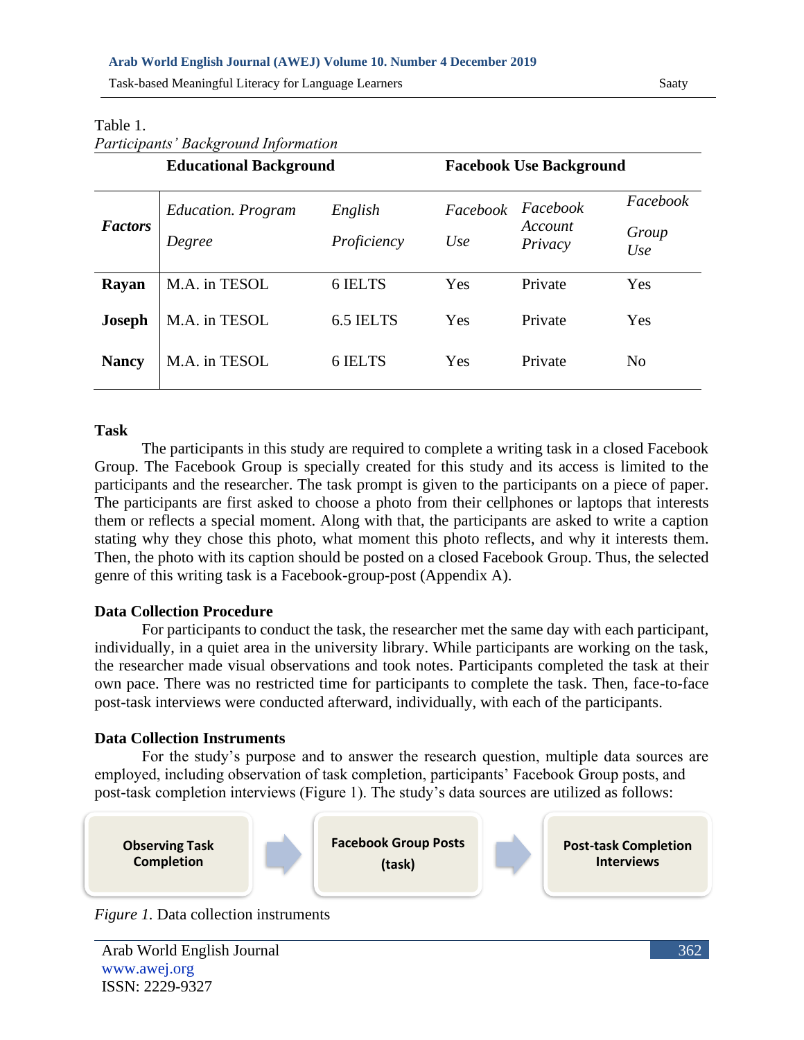Table 1.
*Participants' Background Information*

| | Educational Background | | Facebook Use Background | | |
|---|---|---|---|---|---|
| ***Factors*** | *Education. Program Degree* | *English Proficiency* | *Facebook Use* | *Facebook Account Privacy* | *Facebook Group Use* |
| **Rayan** | M.A. in TESOL | 6 IELTS | Yes | Private | Yes |
| **Joseph** | M.A. in TESOL | 6.5 IELTS | Yes | Private | Yes |
| **Nancy** | M.A. in TESOL | 6 IELTS | Yes | Private | No |

### Task

The participants in this study are required to complete a writing task in a closed Facebook Group. The Facebook Group is specially created for this study and its access is limited to the participants and the researcher. The task prompt is given to the participants on a piece of paper. The participants are first asked to choose a photo from their cellphones or laptops that interests them or reflects a special moment. Along with that, the participants are asked to write a caption stating why they chose this photo, what moment this photo reflects, and why it interests them. Then, the photo with its caption should be posted on a closed Facebook Group. Thus, the selected genre of this writing task is a Facebook-group-post (Appendix A).

### Data Collection Procedure

For participants to conduct the task, the researcher met the same day with each participant, individually, in a quiet area in the university library. While participants are working on the task, the researcher made visual observations and took notes. Participants completed the task at their own pace. There was no restricted time for participants to complete the task. Then, face-to-face post-task interviews were conducted afterward, individually, with each of the participants.

### Data Collection Instruments

For the study's purpose and to answer the research question, multiple data sources are employed, including observation of task completion, participants' Facebook Group posts, and post-task completion interviews (Figure 1). The study's data sources are utilized as follows:

**Observing Task Completion** → **Facebook Group Posts (task)** → **Post-task Completion Interviews**

*Figure 1.* Data collection instruments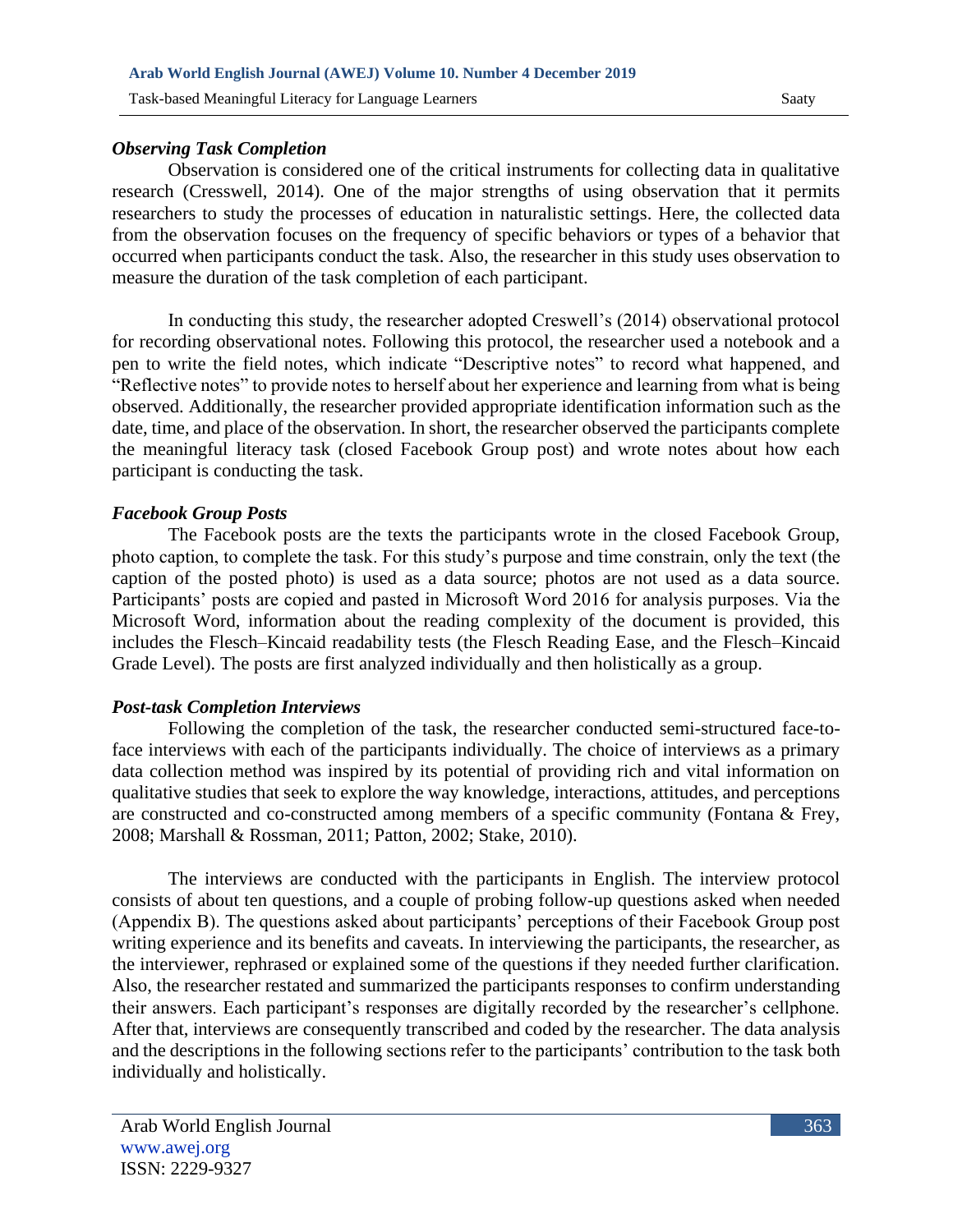### *Observing Task Completion*

Observation is considered one of the critical instruments for collecting data in qualitative research (Cresswell, 2014). One of the major strengths of using observation that it permits researchers to study the processes of education in naturalistic settings. Here, the collected data from the observation focuses on the frequency of specific behaviors or types of a behavior that occurred when participants conduct the task. Also, the researcher in this study uses observation to measure the duration of the task completion of each participant.

In conducting this study, the researcher adopted Creswell's (2014) observational protocol for recording observational notes. Following this protocol, the researcher used a notebook and a pen to write the field notes, which indicate "Descriptive notes" to record what happened, and "Reflective notes" to provide notes to herself about her experience and learning from what is being observed. Additionally, the researcher provided appropriate identification information such as the date, time, and place of the observation. In short, the researcher observed the participants complete the meaningful literacy task (closed Facebook Group post) and wrote notes about how each participant is conducting the task.

### *Facebook Group Posts*

The Facebook posts are the texts the participants wrote in the closed Facebook Group, photo caption, to complete the task. For this study's purpose and time constrain, only the text (the caption of the posted photo) is used as a data source; photos are not used as a data source. Participants' posts are copied and pasted in Microsoft Word 2016 for analysis purposes. Via the Microsoft Word, information about the reading complexity of the document is provided, this includes the Flesch–Kincaid readability tests (the Flesch Reading Ease, and the Flesch–Kincaid Grade Level). The posts are first analyzed individually and then holistically as a group.

### *Post-task Completion Interviews*

Following the completion of the task, the researcher conducted semi-structured face-to-face interviews with each of the participants individually. The choice of interviews as a primary data collection method was inspired by its potential of providing rich and vital information on qualitative studies that seek to explore the way knowledge, interactions, attitudes, and perceptions are constructed and co-constructed among members of a specific community (Fontana & Frey, 2008; Marshall & Rossman, 2011; Patton, 2002; Stake, 2010).

The interviews are conducted with the participants in English. The interview protocol consists of about ten questions, and a couple of probing follow-up questions asked when needed (Appendix B). The questions asked about participants' perceptions of their Facebook Group post writing experience and its benefits and caveats. In interviewing the participants, the researcher, as the interviewer, rephrased or explained some of the questions if they needed further clarification. Also, the researcher restated and summarized the participants responses to confirm understanding their answers. Each participant's responses are digitally recorded by the researcher's cellphone. After that, interviews are consequently transcribed and coded by the researcher. The data analysis and the descriptions in the following sections refer to the participants' contribution to the task both individually and holistically.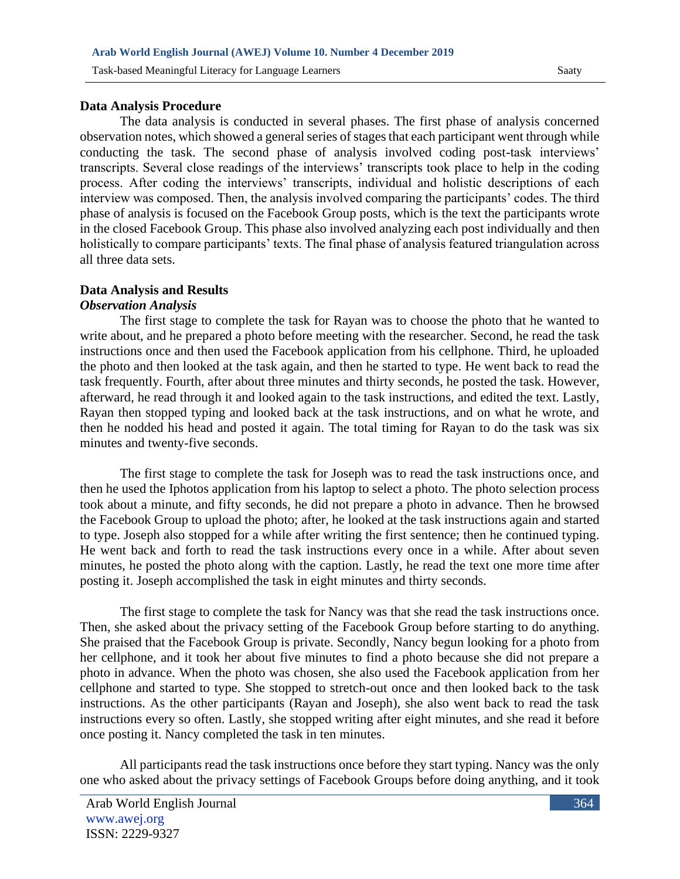### Data Analysis Procedure

The data analysis is conducted in several phases. The first phase of analysis concerned observation notes, which showed a general series of stages that each participant went through while conducting the task. The second phase of analysis involved coding post-task interviews' transcripts. Several close readings of the interviews' transcripts took place to help in the coding process. After coding the interviews' transcripts, individual and holistic descriptions of each interview was composed. Then, the analysis involved comparing the participants' codes. The third phase of analysis is focused on the Facebook Group posts, which is the text the participants wrote in the closed Facebook Group. This phase also involved analyzing each post individually and then holistically to compare participants' texts. The final phase of analysis featured triangulation across all three data sets.

### Data Analysis and Results

#### *Observation Analysis*

The first stage to complete the task for Rayan was to choose the photo that he wanted to write about, and he prepared a photo before meeting with the researcher. Second, he read the task instructions once and then used the Facebook application from his cellphone. Third, he uploaded the photo and then looked at the task again, and then he started to type. He went back to read the task frequently. Fourth, after about three minutes and thirty seconds, he posted the task. However, afterward, he read through it and looked again to the task instructions, and edited the text. Lastly, Rayan then stopped typing and looked back at the task instructions, and on what he wrote, and then he nodded his head and posted it again. The total timing for Rayan to do the task was six minutes and twenty-five seconds.

The first stage to complete the task for Joseph was to read the task instructions once, and then he used the Iphotos application from his laptop to select a photo. The photo selection process took about a minute, and fifty seconds, he did not prepare a photo in advance. Then he browsed the Facebook Group to upload the photo; after, he looked at the task instructions again and started to type. Joseph also stopped for a while after writing the first sentence; then he continued typing. He went back and forth to read the task instructions every once in a while. After about seven minutes, he posted the photo along with the caption. Lastly, he read the text one more time after posting it. Joseph accomplished the task in eight minutes and thirty seconds.

The first stage to complete the task for Nancy was that she read the task instructions once. Then, she asked about the privacy setting of the Facebook Group before starting to do anything. She praised that the Facebook Group is private. Secondly, Nancy begun looking for a photo from her cellphone, and it took her about five minutes to find a photo because she did not prepare a photo in advance. When the photo was chosen, she also used the Facebook application from her cellphone and started to type. She stopped to stretch-out once and then looked back to the task instructions. As the other participants (Rayan and Joseph), she also went back to read the task instructions every so often. Lastly, she stopped writing after eight minutes, and she read it before once posting it. Nancy completed the task in ten minutes.

All participants read the task instructions once before they start typing. Nancy was the only one who asked about the privacy settings of Facebook Groups before doing anything, and it took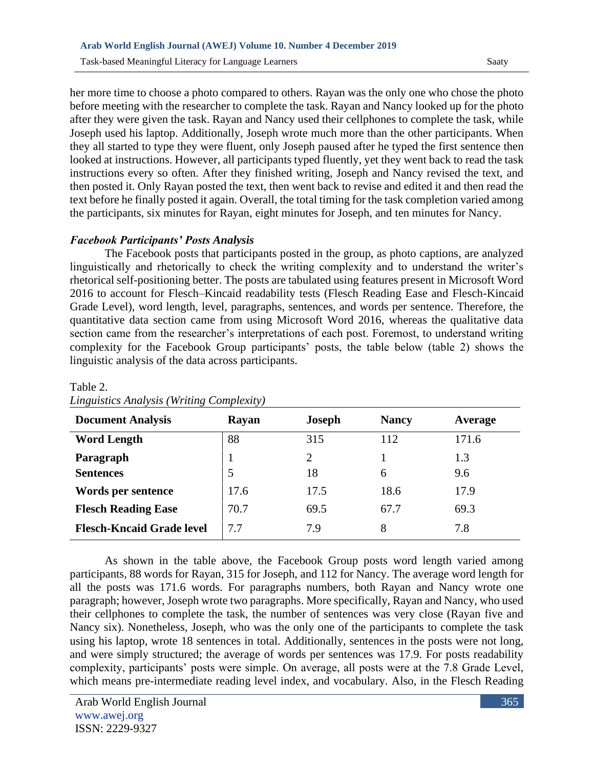her more time to choose a photo compared to others. Rayan was the only one who chose the photo before meeting with the researcher to complete the task. Rayan and Nancy looked up for the photo after they were given the task. Rayan and Nancy used their cellphones to complete the task, while Joseph used his laptop. Additionally, Joseph wrote much more than the other participants. When they all started to type they were fluent, only Joseph paused after he typed the first sentence then looked at instructions. However, all participants typed fluently, yet they went back to read the task instructions every so often. After they finished writing, Joseph and Nancy revised the text, and then posted it. Only Rayan posted the text, then went back to revise and edited it and then read the text before he finally posted it again. Overall, the total timing for the task completion varied among the participants, six minutes for Rayan, eight minutes for Joseph, and ten minutes for Nancy.

### *Facebook Participants' Posts Analysis*

The Facebook posts that participants posted in the group, as photo captions, are analyzed linguistically and rhetorically to check the writing complexity and to understand the writer's rhetorical self-positioning better. The posts are tabulated using features present in Microsoft Word 2016 to account for Flesch–Kincaid readability tests (Flesch Reading Ease and Flesch-Kincaid Grade Level), word length, level, paragraphs, sentences, and words per sentence. Therefore, the quantitative data section came from using Microsoft Word 2016, whereas the qualitative data section came from the researcher's interpretations of each post. Foremost, to understand writing complexity for the Facebook Group participants' posts, the table below (table 2) shows the linguistic analysis of the data across participants.

Table 2.
*Linguistics Analysis (Writing Complexity)*

| Document Analysis | Rayan | Joseph | Nancy | Average |
|---|---|---|---|---|
| **Word Length** | 88 | 315 | 112 | 171.6 |
| **Paragraph** | 1 | 2 | 1 | 1.3 |
| **Sentences** | 5 | 18 | 6 | 9.6 |
| **Words per sentence** | 17.6 | 17.5 | 18.6 | 17.9 |
| **Flesch Reading Ease** | 70.7 | 69.5 | 67.7 | 69.3 |
| **Flesch-Kncaid Grade level** | 7.7 | 7.9 | 8 | 7.8 |

As shown in the table above, the Facebook Group posts word length varied among participants, 88 words for Rayan, 315 for Joseph, and 112 for Nancy. The average word length for all the posts was 171.6 words. For paragraphs numbers, both Rayan and Nancy wrote one paragraph; however, Joseph wrote two paragraphs. More specifically, Rayan and Nancy, who used their cellphones to complete the task, the number of sentences was very close (Rayan five and Nancy six). Nonetheless, Joseph, who was the only one of the participants to complete the task using his laptop, wrote 18 sentences in total. Additionally, sentences in the posts were not long, and were simply structured; the average of words per sentences was 17.9. For posts readability complexity, participants' posts were simple. On average, all posts were at the 7.8 Grade Level, which means pre-intermediate reading level index, and vocabulary. Also, in the Flesch Reading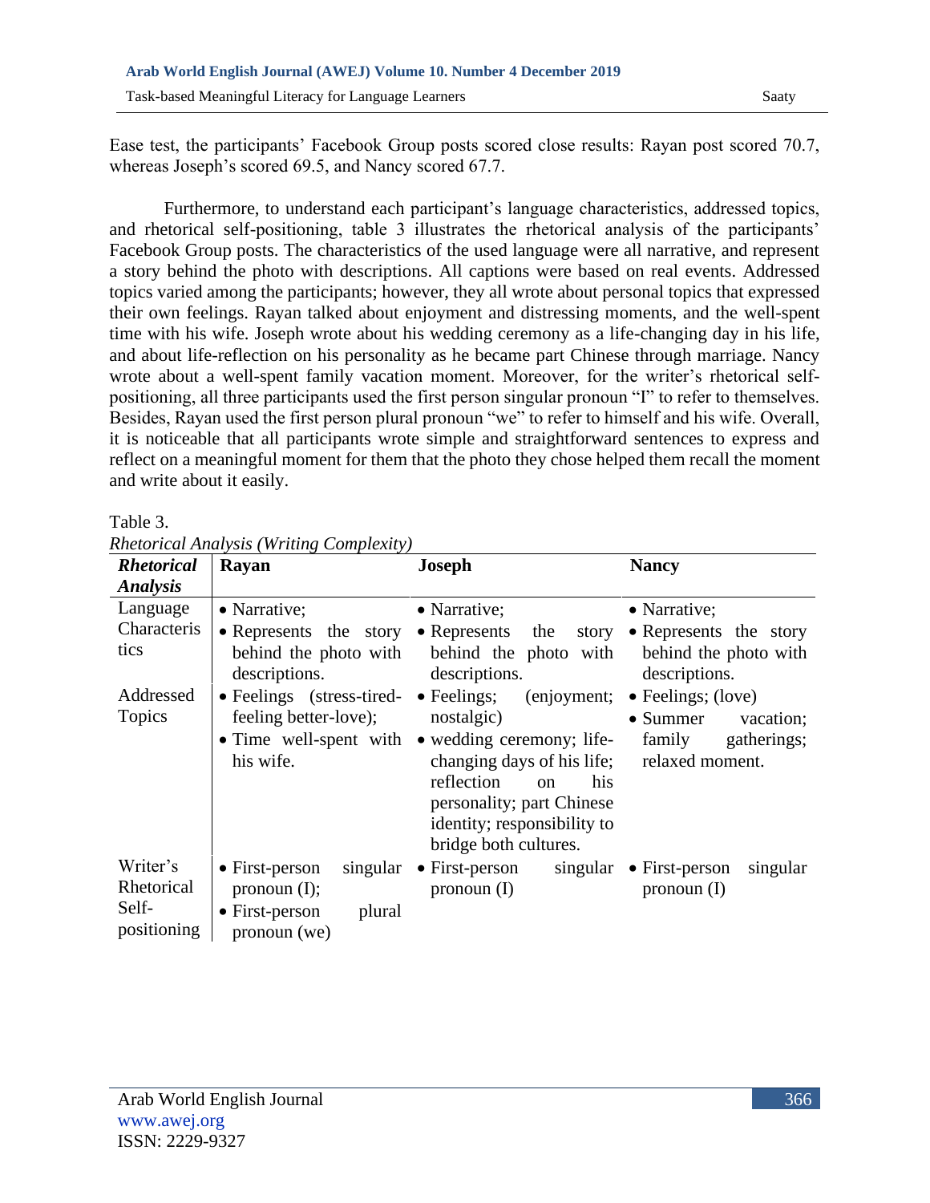Ease test, the participants' Facebook Group posts scored close results: Rayan post scored 70.7, whereas Joseph's scored 69.5, and Nancy scored 67.7.

Furthermore, to understand each participant's language characteristics, addressed topics, and rhetorical self-positioning, table 3 illustrates the rhetorical analysis of the participants' Facebook Group posts. The characteristics of the used language were all narrative, and represent a story behind the photo with descriptions. All captions were based on real events. Addressed topics varied among the participants; however, they all wrote about personal topics that expressed their own feelings. Rayan talked about enjoyment and distressing moments, and the well-spent time with his wife. Joseph wrote about his wedding ceremony as a life-changing day in his life, and about life-reflection on his personality as he became part Chinese through marriage. Nancy wrote about a well-spent family vacation moment. Moreover, for the writer's rhetorical self-positioning, all three participants used the first person singular pronoun "I" to refer to themselves. Besides, Rayan used the first person plural pronoun "we" to refer to himself and his wife. Overall, it is noticeable that all participants wrote simple and straightforward sentences to express and reflect on a meaningful moment for them that the photo they chose helped them recall the moment and write about it easily.

Table 3.
*Rhetorical Analysis (Writing Complexity)*

| ***Rhetorical Analysis*** | **Rayan** | **Joseph** | **Nancy** |
|---|---|---|---|
| Language Characteristics | • Narrative;<br>• Represents the story behind the photo with descriptions. | • Narrative;<br>• Represents the story behind the photo with descriptions. | • Narrative;<br>• Represents the story behind the photo with descriptions. |
| Addressed Topics | • Feelings (stress-tired-feeling better-love);<br>• Time well-spent with his wife. | • Feelings; (enjoyment; nostalgic)<br>• wedding ceremony; life-changing days of his life; reflection on his personality; part Chinese identity; responsibility to bridge both cultures. | • Feelings; (love)<br>• Summer vacation; family gatherings; relaxed moment. |
| Writer's Rhetorical Self-positioning | • First-person singular pronoun (I);<br>• First-person plural pronoun (we) | • First-person singular pronoun (I) | • First-person singular pronoun (I) |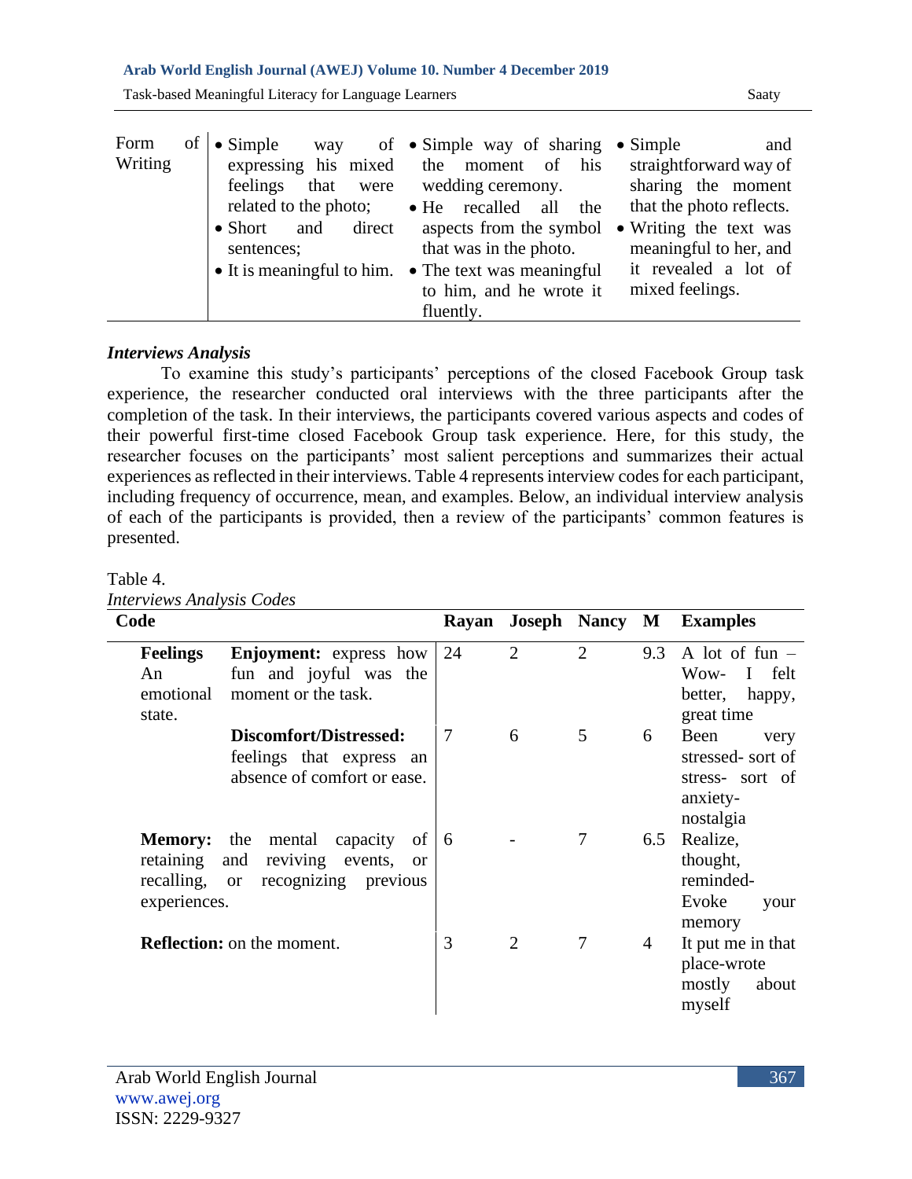| Form of Writing | • Simple way of expressing his mixed feelings that were related to the photo;<br>• Short and direct sentences;<br>• It is meaningful to him. | • Simple way of sharing the moment of his wedding ceremony.<br>• He recalled all the aspects from the symbol that was in the photo.<br>• The text was meaningful to him, and he wrote it fluently. | • Simple and straightforward way of sharing the moment that the photo reflects.<br>• Writing the text was meaningful to her, and it revealed a lot of mixed feelings. |
|---|---|---|---|

### *Interviews Analysis*

To examine this study's participants' perceptions of the closed Facebook Group task experience, the researcher conducted oral interviews with the three participants after the completion of the task. In their interviews, the participants covered various aspects and codes of their powerful first-time closed Facebook Group task experience. Here, for this study, the researcher focuses on the participants' most salient perceptions and summarizes their actual experiences as reflected in their interviews. Table 4 represents interview codes for each participant, including frequency of occurrence, mean, and examples. Below, an individual interview analysis of each of the participants is provided, then a review of the participants' common features is presented.

Table 4.
*Interviews Analysis Codes*

| Code | | Rayan | Joseph | Nancy | M | Examples |
|---|---|---|---|---|---|---|
| **Feelings** An emotional state. | **Enjoyment:** express how fun and joyful was the moment or the task. | 24 | 2 | 2 | 9.3 | A lot of fun – Wow- I felt better, happy, great time |
| | **Discomfort/Distressed:** feelings that express an absence of comfort or ease. | 7 | 6 | 5 | 6 | Been very stressed- sort of stress- sort of anxiety- nostalgia |
| **Memory:** the mental capacity of retaining and reviving events, or recalling, or recognizing previous experiences. | | 6 | - | 7 | 6.5 | Realize, thought, reminded- Evoke your memory |
| **Reflection:** on the moment. | | 3 | 2 | 7 | 4 | It put me in that place-wrote mostly about myself |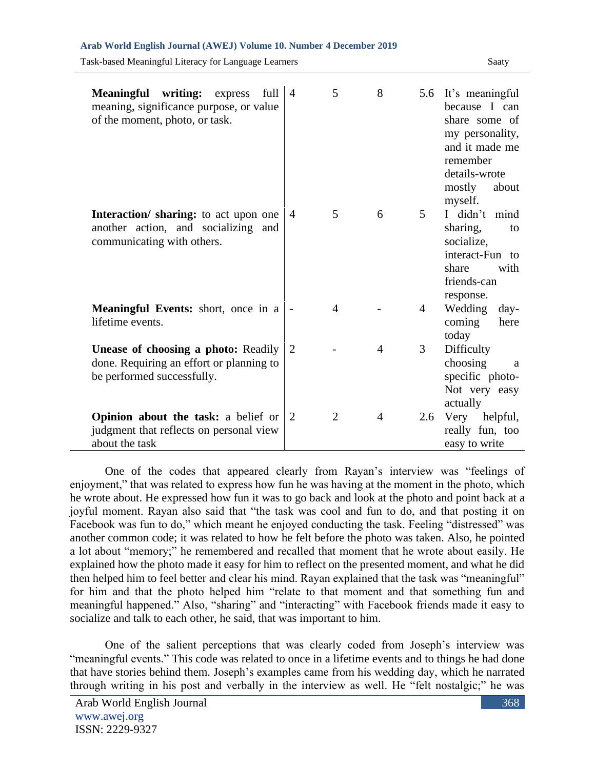| | | | | | |
|---|---|---|---|---|---|
| **Meaningful writing:** express full meaning, significance purpose, or value of the moment, photo, or task. | 4 | 5 | 8 | 5.6 | It's meaningful because I can share some of my personality, and it made me remember details-wrote mostly about myself. |
| **Interaction/ sharing:** to act upon one another action, and socializing and communicating with others. | 4 | 5 | 6 | 5 | I didn't mind sharing, to socialize, interact-Fun to share with friends-can response. |
| **Meaningful Events:** short, once in a lifetime events. | - | 4 | - | 4 | Wedding day-coming here today |
| **Unease of choosing a photo:** Readily done. Requiring an effort or planning to be performed successfully. | 2 | - | 4 | 3 | Difficulty choosing a specific photo-Not very easy actually |
| **Opinion about the task:** a belief or judgment that reflects on personal view about the task | 2 | 2 | 4 | 2.6 | Very helpful, really fun, too easy to write |

One of the codes that appeared clearly from Rayan's interview was "feelings of enjoyment," that was related to express how fun he was having at the moment in the photo, which he wrote about. He expressed how fun it was to go back and look at the photo and point back at a joyful moment. Rayan also said that "the task was cool and fun to do, and that posting it on Facebook was fun to do," which meant he enjoyed conducting the task. Feeling "distressed" was another common code; it was related to how he felt before the photo was taken. Also, he pointed a lot about "memory;" he remembered and recalled that moment that he wrote about easily. He explained how the photo made it easy for him to reflect on the presented moment, and what he did then helped him to feel better and clear his mind. Rayan explained that the task was "meaningful" for him and that the photo helped him "relate to that moment and that something fun and meaningful happened." Also, "sharing" and "interacting" with Facebook friends made it easy to socialize and talk to each other, he said, that was important to him.

One of the salient perceptions that was clearly coded from Joseph's interview was "meaningful events." This code was related to once in a lifetime events and to things he had done that have stories behind them. Joseph's examples came from his wedding day, which he narrated through writing in his post and verbally in the interview as well. He "felt nostalgic;" he was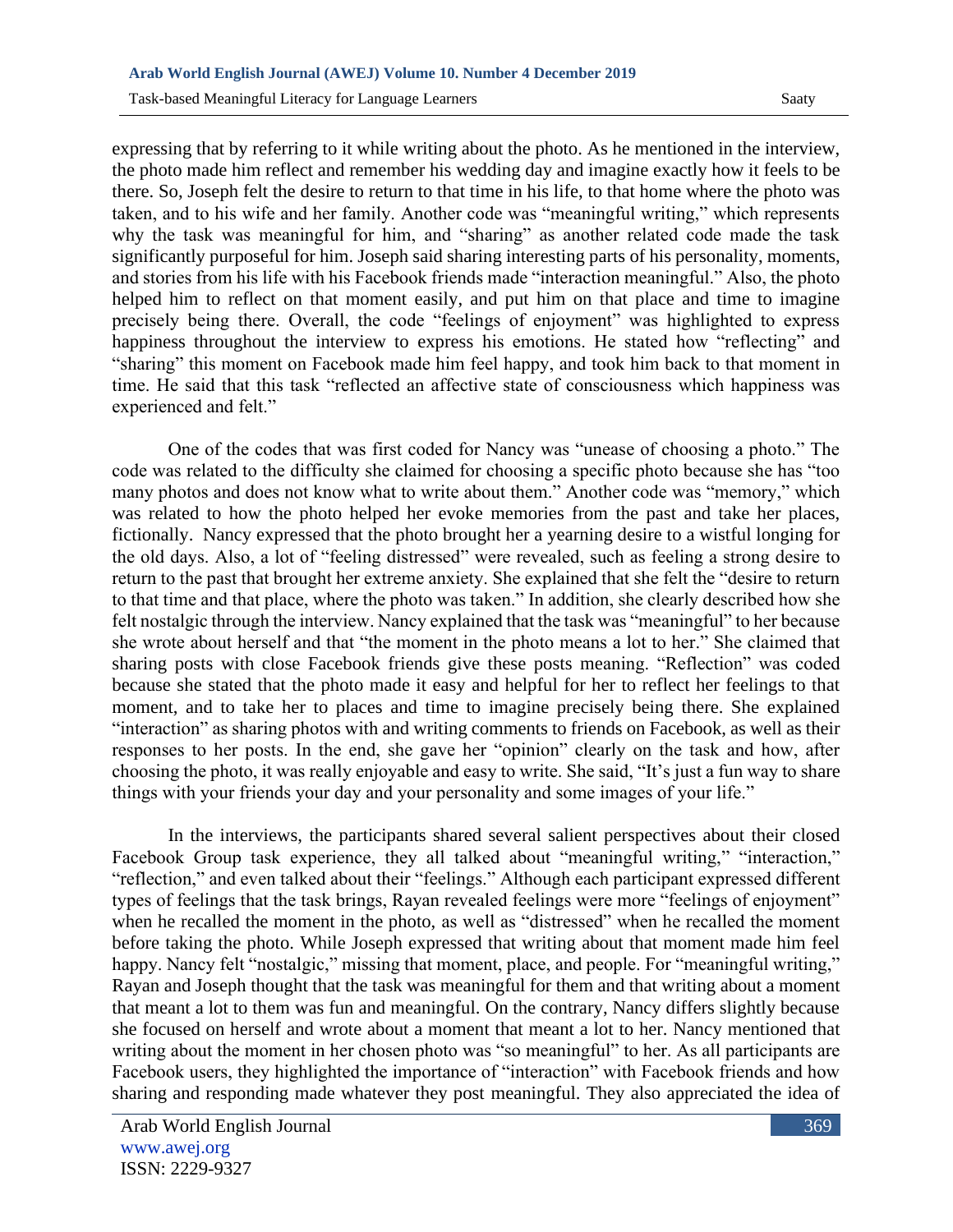expressing that by referring to it while writing about the photo. As he mentioned in the interview, the photo made him reflect and remember his wedding day and imagine exactly how it feels to be there. So, Joseph felt the desire to return to that time in his life, to that home where the photo was taken, and to his wife and her family. Another code was "meaningful writing," which represents why the task was meaningful for him, and "sharing" as another related code made the task significantly purposeful for him. Joseph said sharing interesting parts of his personality, moments, and stories from his life with his Facebook friends made "interaction meaningful." Also, the photo helped him to reflect on that moment easily, and put him on that place and time to imagine precisely being there. Overall, the code "feelings of enjoyment" was highlighted to express happiness throughout the interview to express his emotions. He stated how "reflecting" and "sharing" this moment on Facebook made him feel happy, and took him back to that moment in time. He said that this task "reflected an affective state of consciousness which happiness was experienced and felt."

One of the codes that was first coded for Nancy was "unease of choosing a photo." The code was related to the difficulty she claimed for choosing a specific photo because she has "too many photos and does not know what to write about them." Another code was "memory," which was related to how the photo helped her evoke memories from the past and take her places, fictionally. Nancy expressed that the photo brought her a yearning desire to a wistful longing for the old days. Also, a lot of "feeling distressed" were revealed, such as feeling a strong desire to return to the past that brought her extreme anxiety. She explained that she felt the "desire to return to that time and that place, where the photo was taken." In addition, she clearly described how she felt nostalgic through the interview. Nancy explained that the task was "meaningful" to her because she wrote about herself and that "the moment in the photo means a lot to her." She claimed that sharing posts with close Facebook friends give these posts meaning. "Reflection" was coded because she stated that the photo made it easy and helpful for her to reflect her feelings to that moment, and to take her to places and time to imagine precisely being there. She explained "interaction" as sharing photos with and writing comments to friends on Facebook, as well as their responses to her posts. In the end, she gave her "opinion" clearly on the task and how, after choosing the photo, it was really enjoyable and easy to write. She said, "It's just a fun way to share things with your friends your day and your personality and some images of your life."

In the interviews, the participants shared several salient perspectives about their closed Facebook Group task experience, they all talked about "meaningful writing," "interaction," "reflection," and even talked about their "feelings." Although each participant expressed different types of feelings that the task brings, Rayan revealed feelings were more "feelings of enjoyment" when he recalled the moment in the photo, as well as "distressed" when he recalled the moment before taking the photo. While Joseph expressed that writing about that moment made him feel happy. Nancy felt "nostalgic," missing that moment, place, and people. For "meaningful writing," Rayan and Joseph thought that the task was meaningful for them and that writing about a moment that meant a lot to them was fun and meaningful. On the contrary, Nancy differs slightly because she focused on herself and wrote about a moment that meant a lot to her. Nancy mentioned that writing about the moment in her chosen photo was "so meaningful" to her. As all participants are Facebook users, they highlighted the importance of "interaction" with Facebook friends and how sharing and responding made whatever they post meaningful. They also appreciated the idea of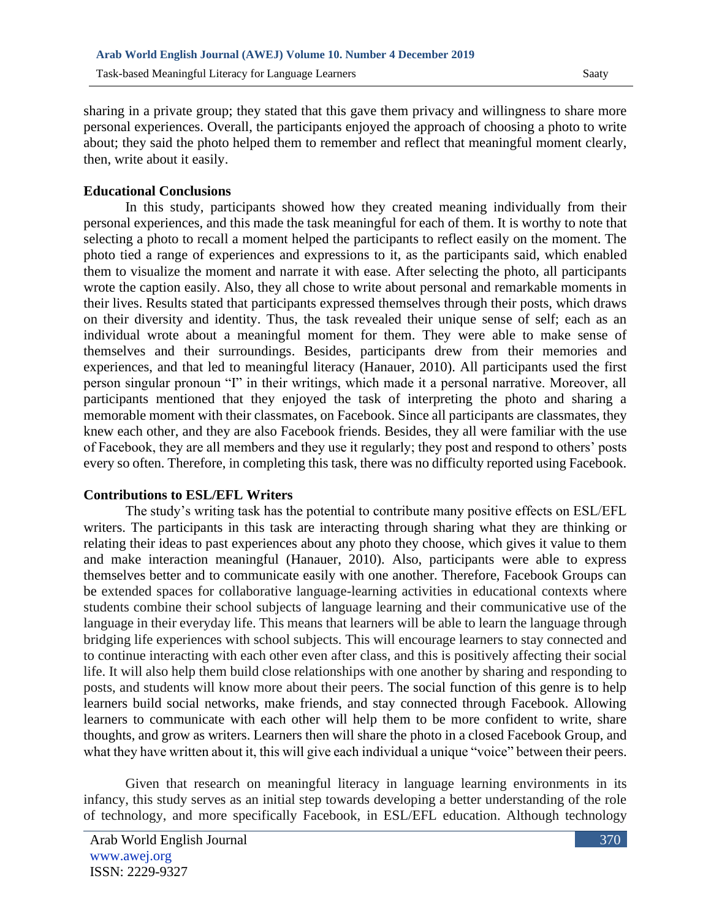sharing in a private group; they stated that this gave them privacy and willingness to share more personal experiences. Overall, the participants enjoyed the approach of choosing a photo to write about; they said the photo helped them to remember and reflect that meaningful moment clearly, then, write about it easily.

**Educational Conclusions**

In this study, participants showed how they created meaning individually from their personal experiences, and this made the task meaningful for each of them. It is worthy to note that selecting a photo to recall a moment helped the participants to reflect easily on the moment. The photo tied a range of experiences and expressions to it, as the participants said, which enabled them to visualize the moment and narrate it with ease. After selecting the photo, all participants wrote the caption easily. Also, they all chose to write about personal and remarkable moments in their lives. Results stated that participants expressed themselves through their posts, which draws on their diversity and identity. Thus, the task revealed their unique sense of self; each as an individual wrote about a meaningful moment for them. They were able to make sense of themselves and their surroundings. Besides, participants drew from their memories and experiences, and that led to meaningful literacy (Hanauer, 2010). All participants used the first person singular pronoun "I" in their writings, which made it a personal narrative. Moreover, all participants mentioned that they enjoyed the task of interpreting the photo and sharing a memorable moment with their classmates, on Facebook. Since all participants are classmates, they knew each other, and they are also Facebook friends. Besides, they all were familiar with the use of Facebook, they are all members and they use it regularly; they post and respond to others' posts every so often. Therefore, in completing this task, there was no difficulty reported using Facebook.

**Contributions to ESL/EFL Writers**

The study's writing task has the potential to contribute many positive effects on ESL/EFL writers. The participants in this task are interacting through sharing what they are thinking or relating their ideas to past experiences about any photo they choose, which gives it value to them and make interaction meaningful (Hanauer, 2010). Also, participants were able to express themselves better and to communicate easily with one another. Therefore, Facebook Groups can be extended spaces for collaborative language-learning activities in educational contexts where students combine their school subjects of language learning and their communicative use of the language in their everyday life. This means that learners will be able to learn the language through bridging life experiences with school subjects. This will encourage learners to stay connected and to continue interacting with each other even after class, and this is positively affecting their social life. It will also help them build close relationships with one another by sharing and responding to posts, and students will know more about their peers. The social function of this genre is to help learners build social networks, make friends, and stay connected through Facebook. Allowing learners to communicate with each other will help them to be more confident to write, share thoughts, and grow as writers. Learners then will share the photo in a closed Facebook Group, and what they have written about it, this will give each individual a unique "voice" between their peers.

Given that research on meaningful literacy in language learning environments in its infancy, this study serves as an initial step towards developing a better understanding of the role of technology, and more specifically Facebook, in ESL/EFL education. Although technology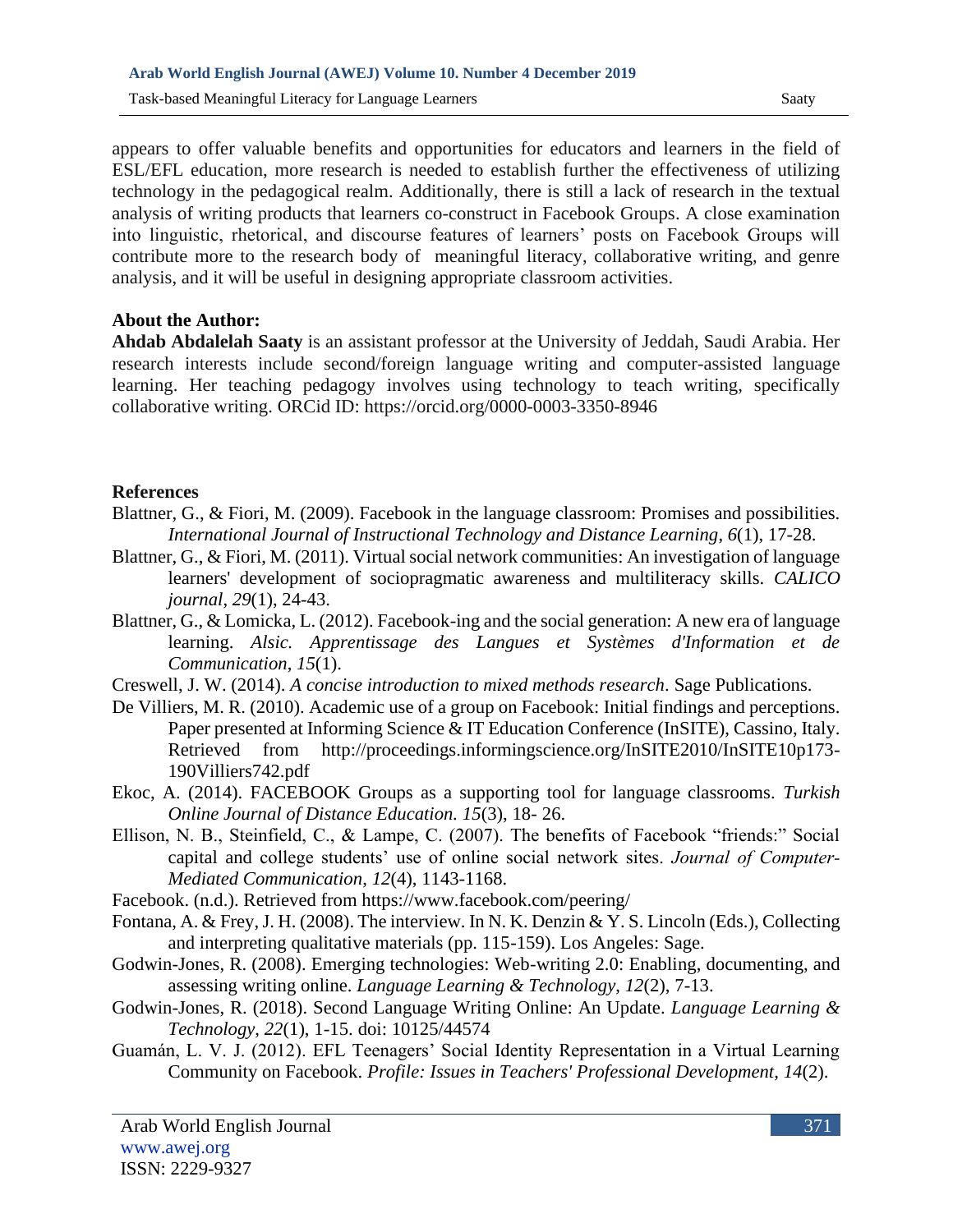appears to offer valuable benefits and opportunities for educators and learners in the field of ESL/EFL education, more research is needed to establish further the effectiveness of utilizing technology in the pedagogical realm. Additionally, there is still a lack of research in the textual analysis of writing products that learners co-construct in Facebook Groups. A close examination into linguistic, rhetorical, and discourse features of learners' posts on Facebook Groups will contribute more to the research body of meaningful literacy, collaborative writing, and genre analysis, and it will be useful in designing appropriate classroom activities.

**About the Author:**

**Ahdab Abdalelah Saaty** is an assistant professor at the University of Jeddah, Saudi Arabia. Her research interests include second/foreign language writing and computer-assisted language learning. Her teaching pedagogy involves using technology to teach writing, specifically collaborative writing. ORCid ID: https://orcid.org/0000-0003-3350-8946

**References**

Blattner, G., & Fiori, M. (2009). Facebook in the language classroom: Promises and possibilities. *International Journal of Instructional Technology and Distance Learning*, *6*(1), 17-28.

Blattner, G., & Fiori, M. (2011). Virtual social network communities: An investigation of language learners' development of sociopragmatic awareness and multiliteracy skills. *CALICO journal*, *29*(1), 24-43.

Blattner, G., & Lomicka, L. (2012). Facebook-ing and the social generation: A new era of language learning. *Alsic. Apprentissage des Langues et Systèmes d'Information et de Communication*, *15*(1).

Creswell, J. W. (2014). *A concise introduction to mixed methods research*. Sage Publications.

De Villiers, M. R. (2010). Academic use of a group on Facebook: Initial findings and perceptions. Paper presented at Informing Science & IT Education Conference (InSITE), Cassino, Italy. Retrieved from http://proceedings.informingscience.org/InSITE2010/InSITE10p173-190Villiers742.pdf

Ekoc, A. (2014). FACEBOOK Groups as a supporting tool for language classrooms. *Turkish Online Journal of Distance Education. 15*(3), 18- 26.

Ellison, N. B., Steinfield, C., & Lampe, C. (2007). The benefits of Facebook "friends:" Social capital and college students' use of online social network sites. *Journal of Computer-Mediated Communication*, *12*(4), 1143-1168.

Facebook. (n.d.). Retrieved from https://www.facebook.com/peering/

Fontana, A. & Frey, J. H. (2008). The interview. In N. K. Denzin & Y. S. Lincoln (Eds.), Collecting and interpreting qualitative materials (pp. 115-159). Los Angeles: Sage.

Godwin-Jones, R. (2008). Emerging technologies: Web-writing 2.0: Enabling, documenting, and assessing writing online. *Language Learning & Technology*, *12*(2), 7-13.

Godwin-Jones, R. (2018). Second Language Writing Online: An Update. *Language Learning & Technology*, *22*(1), 1-15. doi: 10125/44574

Guamán, L. V. J. (2012). EFL Teenagers' Social Identity Representation in a Virtual Learning Community on Facebook. *Profile: Issues in Teachers' Professional Development*, *14*(2).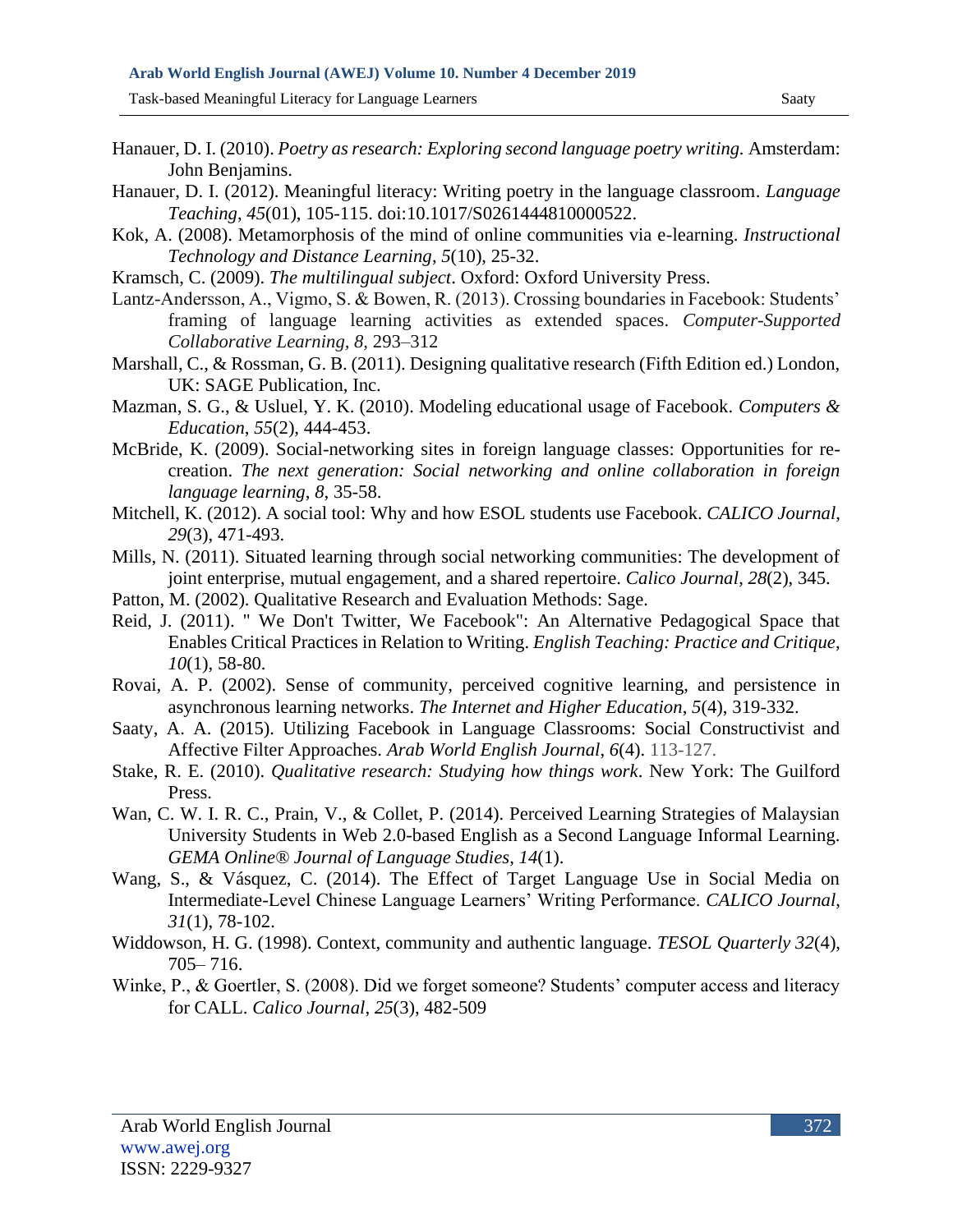Hanauer, D. I. (2010). *Poetry as research: Exploring second language poetry writing.* Amsterdam: John Benjamins.

Hanauer, D. I. (2012). Meaningful literacy: Writing poetry in the language classroom. *Language Teaching*, *45*(01), 105-115. doi:10.1017/S0261444810000522.

Kok, A. (2008). Metamorphosis of the mind of online communities via e-learning. *Instructional Technology and Distance Learning*, *5*(10), 25-32.

Kramsch, C. (2009). *The multilingual subject*. Oxford: Oxford University Press.

Lantz-Andersson, A., Vigmo, S. & Bowen, R. (2013). Crossing boundaries in Facebook: Students' framing of language learning activities as extended spaces. *Computer-Supported Collaborative Learning*, *8*, 293–312

Marshall, C., & Rossman, G. B. (2011). Designing qualitative research (Fifth Edition ed.) London, UK: SAGE Publication, Inc.

Mazman, S. G., & Usluel, Y. K. (2010). Modeling educational usage of Facebook. *Computers & Education*, *55*(2), 444-453.

McBride, K. (2009). Social-networking sites in foreign language classes: Opportunities for re-creation. *The next generation: Social networking and online collaboration in foreign language learning*, *8*, 35-58.

Mitchell, K. (2012). A social tool: Why and how ESOL students use Facebook. *CALICO Journal*, *29*(3), 471-493.

Mills, N. (2011). Situated learning through social networking communities: The development of joint enterprise, mutual engagement, and a shared repertoire. *Calico Journal*, *28*(2), 345.

Patton, M. (2002). Qualitative Research and Evaluation Methods: Sage.

Reid, J. (2011). " We Don't Twitter, We Facebook": An Alternative Pedagogical Space that Enables Critical Practices in Relation to Writing. *English Teaching: Practice and Critique*, *10*(1), 58-80.

Rovai, A. P. (2002). Sense of community, perceived cognitive learning, and persistence in asynchronous learning networks. *The Internet and Higher Education*, *5*(4), 319-332.

Saaty, A. A. (2015). Utilizing Facebook in Language Classrooms: Social Constructivist and Affective Filter Approaches. *Arab World English Journal*, *6*(4). 113-127.

Stake, R. E. (2010). *Qualitative research: Studying how things work*. New York: The Guilford Press.

Wan, C. W. I. R. C., Prain, V., & Collet, P. (2014). Perceived Learning Strategies of Malaysian University Students in Web 2.0-based English as a Second Language Informal Learning. *GEMA Online® Journal of Language Studies*, *14*(1).

Wang, S., & Vásquez, C. (2014). The Effect of Target Language Use in Social Media on Intermediate-Level Chinese Language Learners' Writing Performance. *CALICO Journal*, *31*(1), 78-102.

Widdowson, H. G. (1998). Context, community and authentic language. *TESOL Quarterly 32*(4), 705– 716.

Winke, P., & Goertler, S. (2008). Did we forget someone? Students' computer access and literacy for CALL. *Calico Journal*, *25*(3), 482-509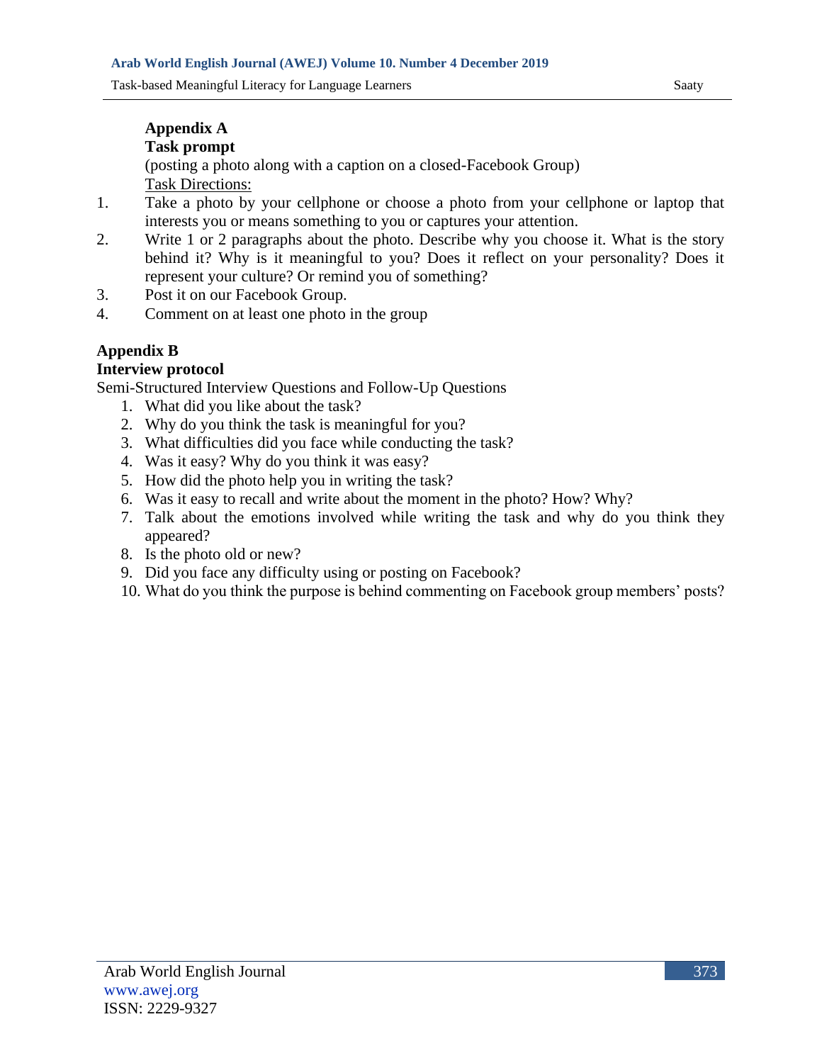## Appendix A

**Task prompt**

(posting a photo along with a caption on a closed-Facebook Group)

Task Directions:

1. Take a photo by your cellphone or choose a photo from your cellphone or laptop that interests you or means something to you or captures your attention.
2. Write 1 or 2 paragraphs about the photo. Describe why you choose it. What is the story behind it? Why is it meaningful to you? Does it reflect on your personality? Does it represent your culture? Or remind you of something?
3. Post it on our Facebook Group.
4. Comment on at least one photo in the group

## Appendix B

**Interview protocol**

Semi-Structured Interview Questions and Follow-Up Questions

1. What did you like about the task?
2. Why do you think the task is meaningful for you?
3. What difficulties did you face while conducting the task?
4. Was it easy? Why do you think it was easy?
5. How did the photo help you in writing the task?
6. Was it easy to recall and write about the moment in the photo? How? Why?
7. Talk about the emotions involved while writing the task and why do you think they appeared?
8. Is the photo old or new?
9. Did you face any difficulty using or posting on Facebook?
10. What do you think the purpose is behind commenting on Facebook group members' posts?